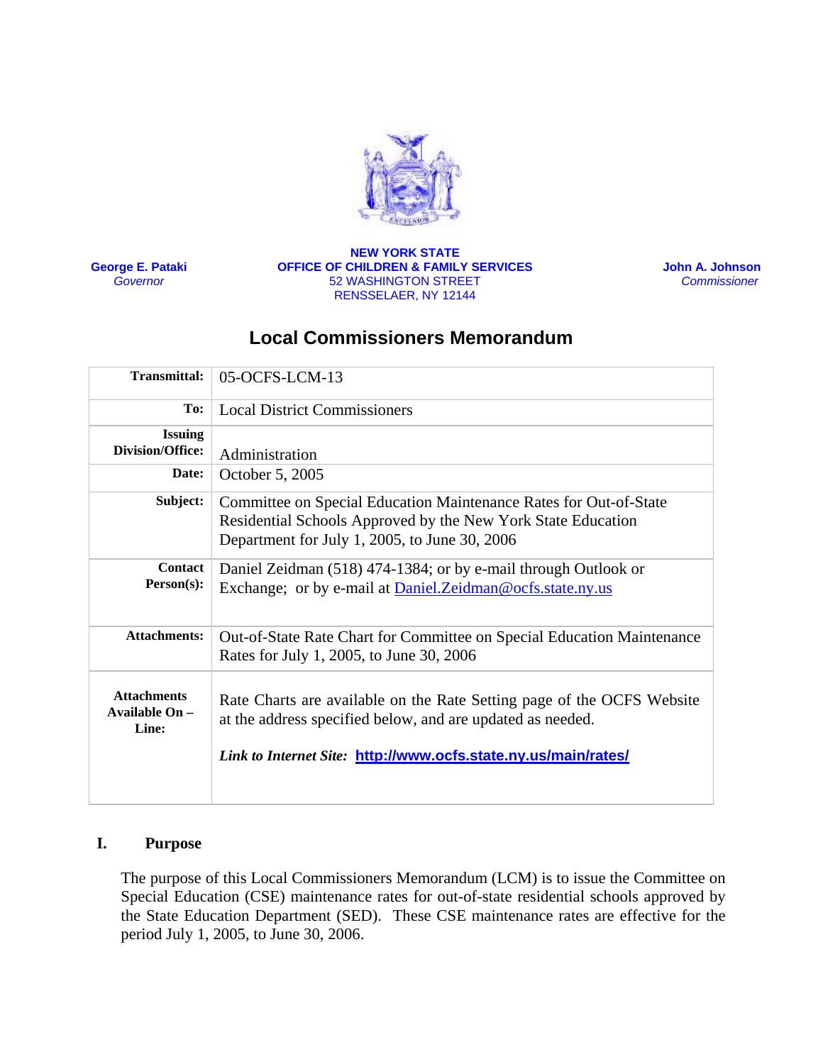**NEW YORK STATE**
**OFFICE OF CHILDREN & FAMILY SERVICES**
52 WASHINGTON STREET
RENSSELAER, NY 12144

**George E. Pataki**
*Governor*

**John A. Johnson**
*Commissioner*

# Local Commissioners Memorandum

| | |
|---|---|
| **Transmittal:** | 05-OCFS-LCM-13 |
| **To:** | Local District Commissioners |
| **Issuing Division/Office:** | Administration |
| **Date:** | October 5, 2005 |
| **Subject:** | Committee on Special Education Maintenance Rates for Out-of-State Residential Schools Approved by the New York State Education Department for July 1, 2005, to June 30, 2006 |
| **Contact Person(s):** | Daniel Zeidman (518) 474-1384; or by e-mail through Outlook or Exchange; or by e-mail at Daniel.Zeidman@ocfs.state.ny.us |
| **Attachments:** | Out-of-State Rate Chart for Committee on Special Education Maintenance Rates for July 1, 2005, to June 30, 2006 |
| **Attachments Available On – Line:** | Rate Charts are available on the Rate Setting page of the OCFS Website at the address specified below, and are updated as needed. *Link to Internet Site:* **http://www.ocfs.state.ny.us/main/rates/** |

## I. Purpose

The purpose of this Local Commissioners Memorandum (LCM) is to issue the Committee on Special Education (CSE) maintenance rates for out-of-state residential schools approved by the State Education Department (SED). These CSE maintenance rates are effective for the period July 1, 2005, to June 30, 2006.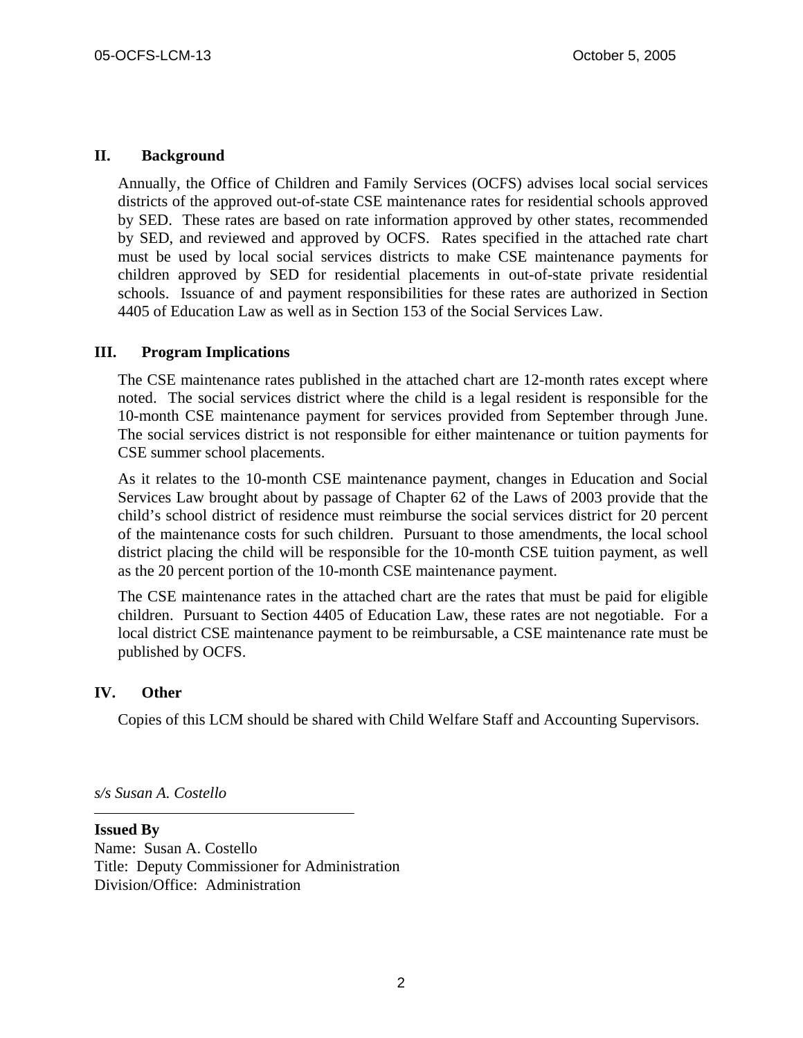## II. Background

Annually, the Office of Children and Family Services (OCFS) advises local social services districts of the approved out-of-state CSE maintenance rates for residential schools approved by SED. These rates are based on rate information approved by other states, recommended by SED, and reviewed and approved by OCFS. Rates specified in the attached rate chart must be used by local social services districts to make CSE maintenance payments for children approved by SED for residential placements in out-of-state private residential schools. Issuance of and payment responsibilities for these rates are authorized in Section 4405 of Education Law as well as in Section 153 of the Social Services Law.

## III. Program Implications

The CSE maintenance rates published in the attached chart are 12-month rates except where noted. The social services district where the child is a legal resident is responsible for the 10-month CSE maintenance payment for services provided from September through June. The social services district is not responsible for either maintenance or tuition payments for CSE summer school placements.

As it relates to the 10-month CSE maintenance payment, changes in Education and Social Services Law brought about by passage of Chapter 62 of the Laws of 2003 provide that the child's school district of residence must reimburse the social services district for 20 percent of the maintenance costs for such children. Pursuant to those amendments, the local school district placing the child will be responsible for the 10-month CSE tuition payment, as well as the 20 percent portion of the 10-month CSE maintenance payment.

The CSE maintenance rates in the attached chart are the rates that must be paid for eligible children. Pursuant to Section 4405 of Education Law, these rates are not negotiable. For a local district CSE maintenance payment to be reimbursable, a CSE maintenance rate must be published by OCFS.

## IV. Other

Copies of this LCM should be shared with Child Welfare Staff and Accounting Supervisors.

*s/s Susan A. Costello*

---

**Issued By**
Name: Susan A. Costello
Title: Deputy Commissioner for Administration
Division/Office: Administration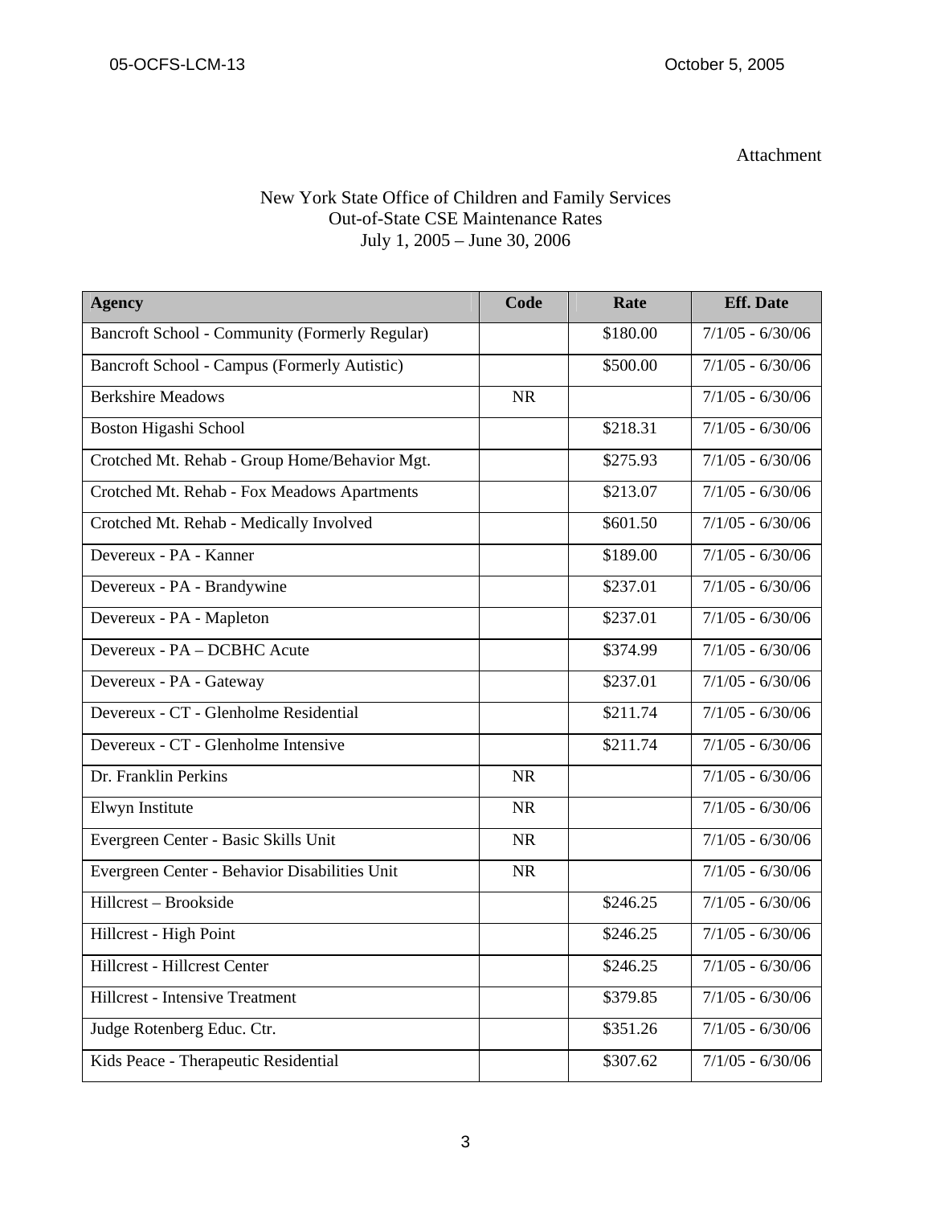Attachment

New York State Office of Children and Family Services
Out-of-State CSE Maintenance Rates
July 1, 2005 – June 30, 2006

| Agency | Code | Rate | Eff. Date |
|---|---|---|---|
| Bancroft School - Community (Formerly Regular) | | $180.00 | 7/1/05 - 6/30/06 |
| Bancroft School - Campus (Formerly Autistic) | | $500.00 | 7/1/05 - 6/30/06 |
| Berkshire Meadows | NR | | 7/1/05 - 6/30/06 |
| Boston Higashi School | | $218.31 | 7/1/05 - 6/30/06 |
| Crotched Mt. Rehab - Group Home/Behavior Mgt. | | $275.93 | 7/1/05 - 6/30/06 |
| Crotched Mt. Rehab - Fox Meadows Apartments | | $213.07 | 7/1/05 - 6/30/06 |
| Crotched Mt. Rehab - Medically Involved | | $601.50 | 7/1/05 - 6/30/06 |
| Devereux - PA - Kanner | | $189.00 | 7/1/05 - 6/30/06 |
| Devereux - PA - Brandywine | | $237.01 | 7/1/05 - 6/30/06 |
| Devereux - PA - Mapleton | | $237.01 | 7/1/05 - 6/30/06 |
| Devereux - PA – DCBHC Acute | | $374.99 | 7/1/05 - 6/30/06 |
| Devereux - PA - Gateway | | $237.01 | 7/1/05 - 6/30/06 |
| Devereux - CT - Glenholme Residential | | $211.74 | 7/1/05 - 6/30/06 |
| Devereux - CT - Glenholme Intensive | | $211.74 | 7/1/05 - 6/30/06 |
| Dr. Franklin Perkins | NR | | 7/1/05 - 6/30/06 |
| Elwyn Institute | NR | | 7/1/05 - 6/30/06 |
| Evergreen Center - Basic Skills Unit | NR | | 7/1/05 - 6/30/06 |
| Evergreen Center - Behavior Disabilities Unit | NR | | 7/1/05 - 6/30/06 |
| Hillcrest – Brookside | | $246.25 | 7/1/05 - 6/30/06 |
| Hillcrest - High Point | | $246.25 | 7/1/05 - 6/30/06 |
| Hillcrest - Hillcrest Center | | $246.25 | 7/1/05 - 6/30/06 |
| Hillcrest - Intensive Treatment | | $379.85 | 7/1/05 - 6/30/06 |
| Judge Rotenberg Educ. Ctr. | | $351.26 | 7/1/05 - 6/30/06 |
| Kids Peace - Therapeutic Residential | | $307.62 | 7/1/05 - 6/30/06 |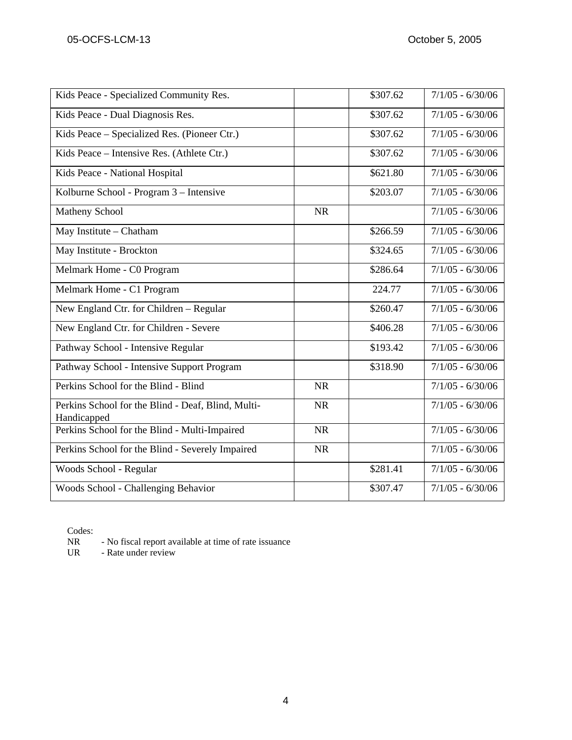| | | | |
|---|---|---|---|
| Kids Peace - Specialized Community Res. | | $307.62 | 7/1/05 - 6/30/06 |
| Kids Peace - Dual Diagnosis Res. | | $307.62 | 7/1/05 - 6/30/06 |
| Kids Peace – Specialized Res. (Pioneer Ctr.) | | $307.62 | 7/1/05 - 6/30/06 |
| Kids Peace – Intensive Res. (Athlete Ctr.) | | $307.62 | 7/1/05 - 6/30/06 |
| Kids Peace - National Hospital | | $621.80 | 7/1/05 - 6/30/06 |
| Kolburne School - Program 3 – Intensive | | $203.07 | 7/1/05 - 6/30/06 |
| Matheny School | NR | | 7/1/05 - 6/30/06 |
| May Institute – Chatham | | $266.59 | 7/1/05 - 6/30/06 |
| May Institute - Brockton | | $324.65 | 7/1/05 - 6/30/06 |
| Melmark Home - C0 Program | | $286.64 | 7/1/05 - 6/30/06 |
| Melmark Home - C1 Program | | 224.77 | 7/1/05 - 6/30/06 |
| New England Ctr. for Children – Regular | | $260.47 | 7/1/05 - 6/30/06 |
| New England Ctr. for Children - Severe | | $406.28 | 7/1/05 - 6/30/06 |
| Pathway School - Intensive Regular | | $193.42 | 7/1/05 - 6/30/06 |
| Pathway School - Intensive Support Program | | $318.90 | 7/1/05 - 6/30/06 |
| Perkins School for the Blind - Blind | NR | | 7/1/05 - 6/30/06 |
| Perkins School for the Blind - Deaf, Blind, Multi-Handicapped | NR | | 7/1/05 - 6/30/06 |
| Perkins School for the Blind - Multi-Impaired | NR | | 7/1/05 - 6/30/06 |
| Perkins School for the Blind - Severely Impaired | NR | | 7/1/05 - 6/30/06 |
| Woods School - Regular | | $281.41 | 7/1/05 - 6/30/06 |
| Woods School - Challenging Behavior | | $307.47 | 7/1/05 - 6/30/06 |

Codes:
NR - No fiscal report available at time of rate issuance
UR - Rate under review